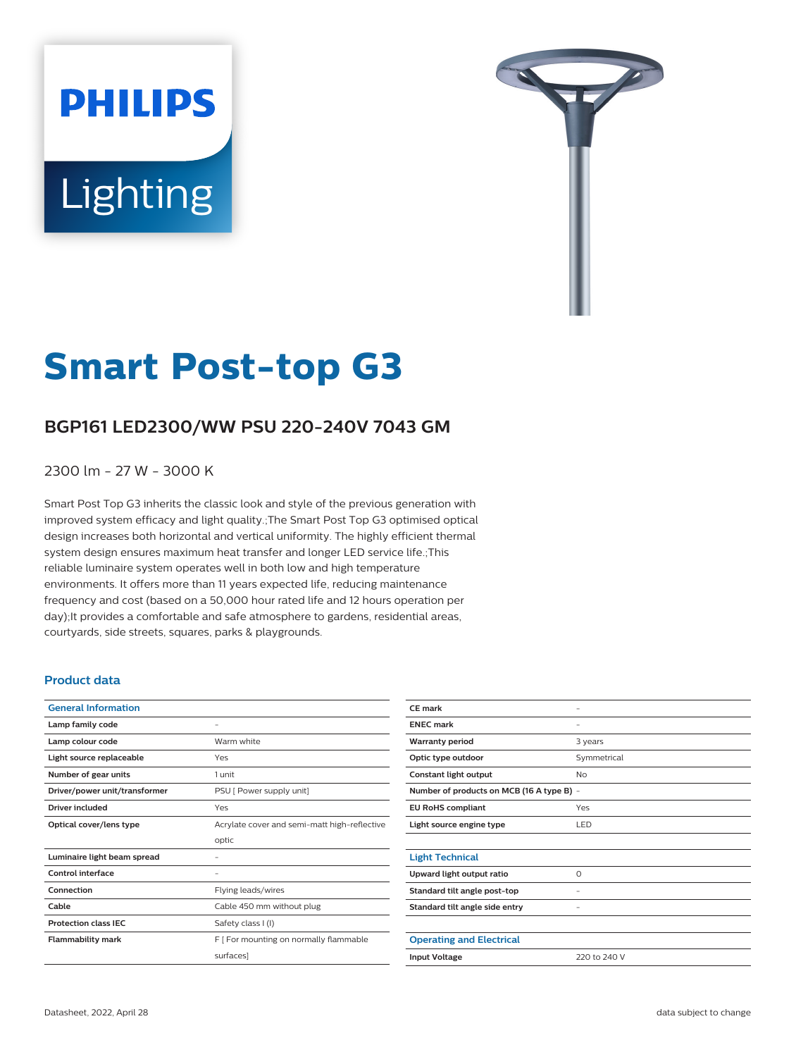PHILIPS

Lighting

# Smart Post-top G3

## BGP161 LED2300/WW PSU 220-240V 7043 GM

2300 lm - 27 W - 3000 K

Smart Post Top G3 inherits the classic look and style of the previous generation with improved system efficacy and light quality.;The Smart Post Top G3 optimised optical design increases both horizontal and vertical uniformity. The highly efficient thermal system design ensures maximum heat transfer and longer LED service life.;This reliable luminaire system operates well in both low and high temperature environments. It offers more than 11 years expected life, reducing maintenance frequency and cost (based on a 50,000 hour rated life and 12 hours operation per day);It provides a comfortable and safe atmosphere to gardens, residential areas, courtyards, side streets, squares, parks & playgrounds.

### Product data

| General Information | |
|---|---|
| Lamp family code | - |
| Lamp colour code | Warm white |
| Light source replaceable | Yes |
| Number of gear units | 1 unit |
| Driver/power unit/transformer | PSU [ Power supply unit] |
| Driver included | Yes |
| Optical cover/lens type | Acrylate cover and semi-matt high-reflective optic |
| Luminaire light beam spread | - |
| Control interface | - |
| Connection | Flying leads/wires |
| Cable | Cable 450 mm without plug |
| Protection class IEC | Safety class I (I) |
| Flammability mark | F [ For mounting on normally flammable surfaces] |
| CE mark | - |
| ENEC mark | - |
| Warranty period | 3 years |
| Optic type outdoor | Symmetrical |
| Constant light output | No |
| Number of products on MCB (16 A type B) | - |
| EU RoHS compliant | Yes |
| Light source engine type | LED |

| Light Technical | |
|---|---|
| Upward light output ratio | 0 |
| Standard tilt angle post-top | - |
| Standard tilt angle side entry | - |

| Operating and Electrical | |
|---|---|
| Input Voltage | 220 to 240 V |

Datasheet, 2022, April 28 — data subject to change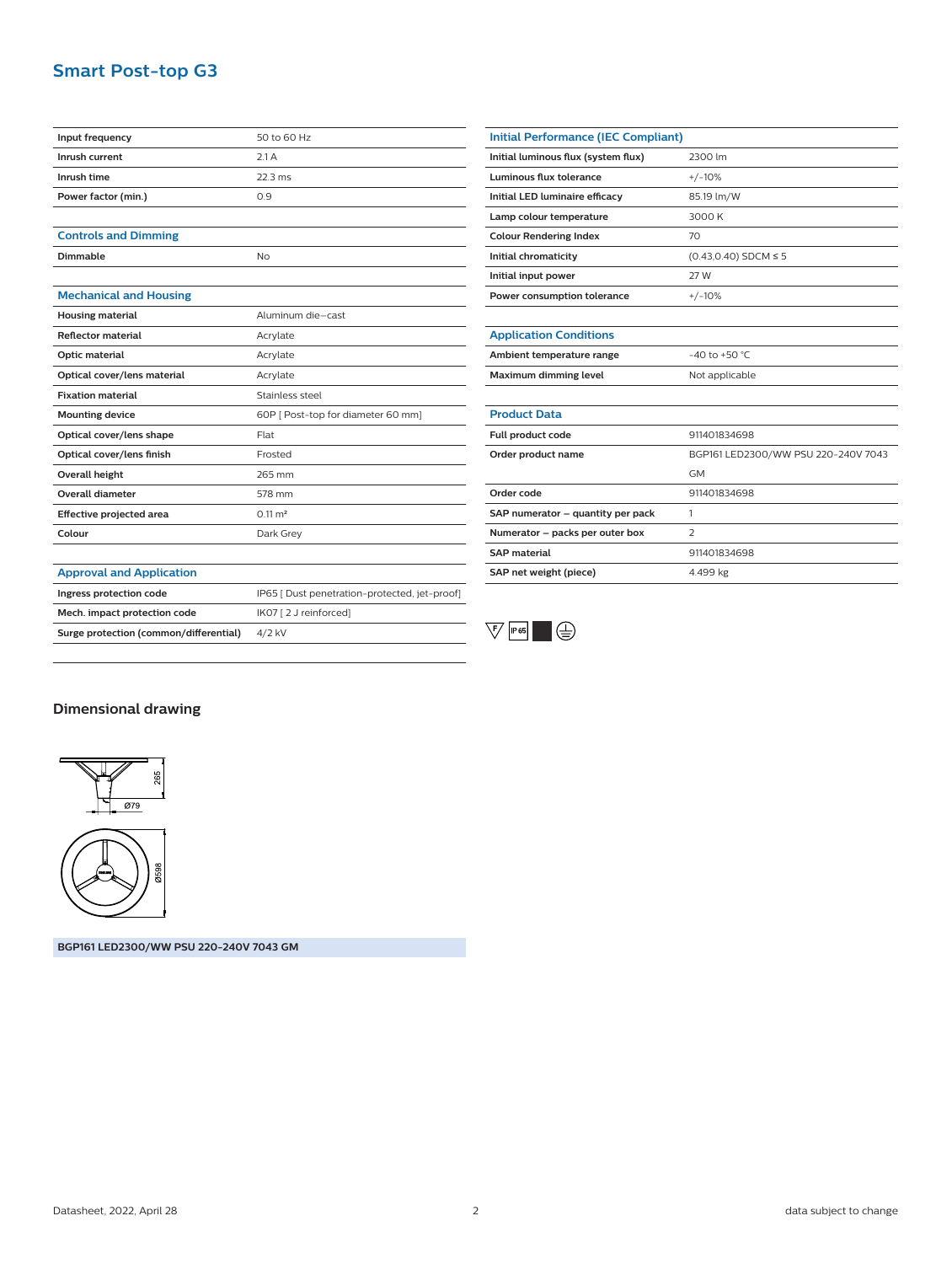# Smart Post-top G3

| | |
|---|---|
| Input frequency | 50 to 60 Hz |
| Inrush current | 2.1 A |
| Inrush time | 22.3 ms |
| Power factor (min.) | 0.9 |

## Controls and Dimming

| | |
|---|---|
| Dimmable | No |

## Mechanical and Housing

| | |
|---|---|
| Housing material | Aluminum die-cast |
| Reflector material | Acrylate |
| Optic material | Acrylate |
| Optical cover/lens material | Acrylate |
| Fixation material | Stainless steel |
| Mounting device | 60P [ Post-top for diameter 60 mm] |
| Optical cover/lens shape | Flat |
| Optical cover/lens finish | Frosted |
| Overall height | 265 mm |
| Overall diameter | 578 mm |
| Effective projected area | 0.11 m² |
| Colour | Dark Grey |

## Approval and Application

| | |
|---|---|
| Ingress protection code | IP65 [ Dust penetration-protected, jet-proof] |
| Mech. impact protection code | IK07 [ 2 J reinforced] |
| Surge protection (common/differential) | 4/2 kV |

## Initial Performance (IEC Compliant)

| | |
|---|---|
| Initial luminous flux (system flux) | 2300 lm |
| Luminous flux tolerance | +/-10% |
| Initial LED luminaire efficacy | 85.19 lm/W |
| Lamp colour temperature | 3000 K |
| Colour Rendering Index | 70 |
| Initial chromaticity | (0.43,0.40) SDCM ≤ 5 |
| Initial input power | 27 W |
| Power consumption tolerance | +/-10% |

## Application Conditions

| | |
|---|---|
| Ambient temperature range | -40 to +50 °C |
| Maximum dimming level | Not applicable |

## Product Data

| | |
|---|---|
| Full product code | 911401834698 |
| Order product name | BGP161 LED2300/WW PSU 220-240V 7043 GM |
| Order code | 911401834698 |
| SAP numerator – quantity per pack | 1 |
| Numerator – packs per outer box | 2 |
| SAP material | 911401834698 |
| SAP net weight (piece) | 4.499 kg |

## Dimensional drawing

BGP161 LED2300/WW PSU 220-240V 7043 GM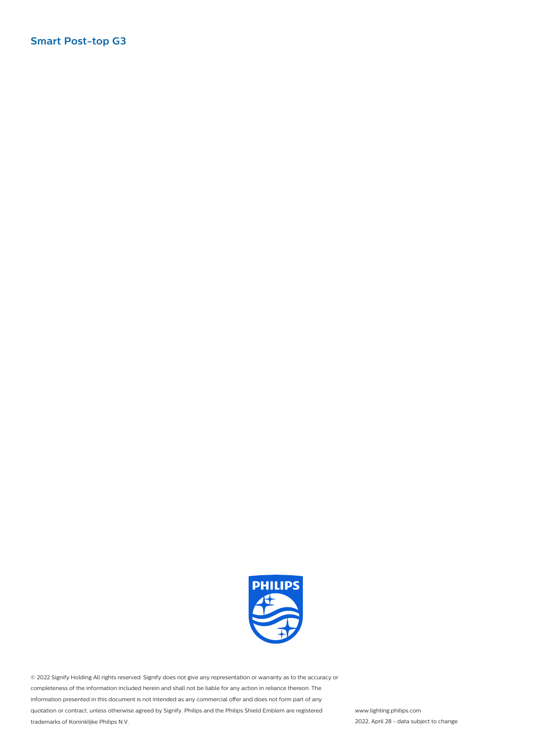## Smart Post-top G3

© 2022 Signify Holding All rights reserved. Signify does not give any representation or warranty as to the accuracy or completeness of the information included herein and shall not be liable for any action in reliance thereon. The information presented in this document is not intended as any commercial offer and does not form part of any quotation or contract, unless otherwise agreed by Signify. Philips and the Philips Shield Emblem are registered trademarks of Koninklijke Philips N.V.

www.lighting.philips.com

2022, April 28 - data subject to change